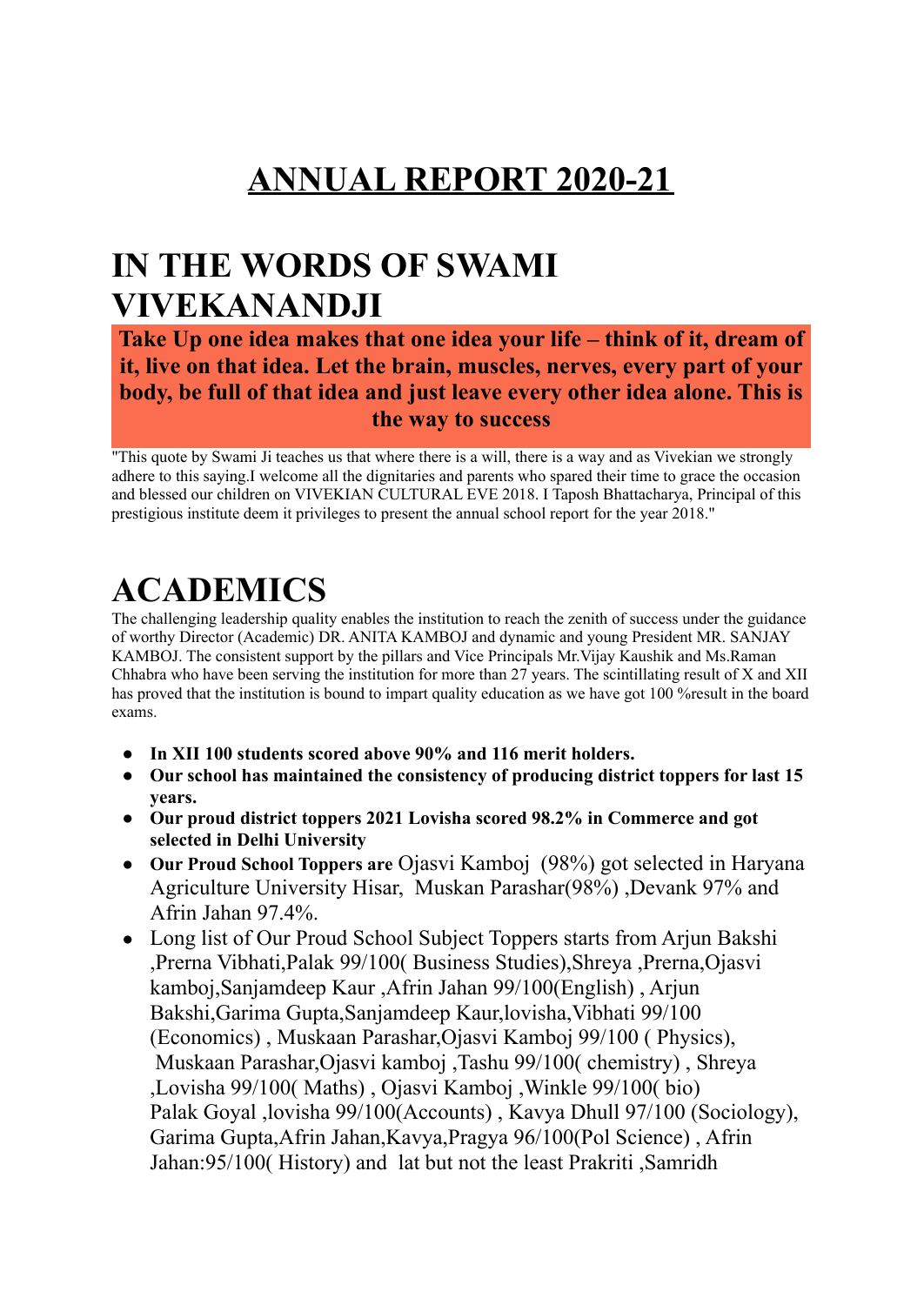# ANNUAL REPORT 2020-21

# IN THE WORDS OF SWAMI VIVEKANANDJI

**Take Up one idea makes that one idea your life – think of it, dream of it, live on that idea. Let the brain, muscles, nerves, every part of your body, be full of that idea and just leave every other idea alone. This is the way to success**

"This quote by Swami Ji teaches us that where there is a will, there is a way and as Vivekian we strongly adhere to this saying.I welcome all the dignitaries and parents who spared their time to grace the occasion and blessed our children on VIVEKIAN CULTURAL EVE 2018. I Taposh Bhattacharya, Principal of this prestigious institute deem it privileges to present the annual school report for the year 2018."

# ACADEMICS

The challenging leadership quality enables the institution to reach the zenith of success under the guidance of worthy Director (Academic) DR. ANITA KAMBOJ and dynamic and young President MR. SANJAY KAMBOJ. The consistent support by the pillars and Vice Principals Mr.Vijay Kaushik and Ms.Raman Chhabra who have been serving the institution for more than 27 years. The scintillating result of X and XII has proved that the institution is bound to impart quality education as we have got 100 %result in the board exams.

- **In XII 100 students scored above 90% and 116 merit holders.**
- **Our school has maintained the consistency of producing district toppers for last 15 years.**
- **Our proud district toppers 2021 Lovisha scored 98.2% in Commerce and got selected in Delhi University**
- **Our Proud School Toppers are** Ojasvi Kamboj (98%) got selected in Haryana Agriculture University Hisar, Muskan Parashar(98%) ,Devank 97% and Afrin Jahan 97.4%.
- Long list of Our Proud School Subject Toppers starts from Arjun Bakshi ,Prerna Vibhati,Palak 99/100( Business Studies),Shreya ,Prerna,Ojasvi kamboj,Sanjamdeep Kaur ,Afrin Jahan 99/100(English) , Arjun Bakshi,Garima Gupta,Sanjamdeep Kaur,lovisha,Vibhati 99/100 (Economics) , Muskaan Parashar,Ojasvi Kamboj 99/100 ( Physics), Muskaan Parashar,Ojasvi kamboj ,Tashu 99/100( chemistry) , Shreya ,Lovisha 99/100( Maths) , Ojasvi Kamboj ,Winkle 99/100( bio) Palak Goyal ,lovisha 99/100(Accounts) , Kavya Dhull 97/100 (Sociology), Garima Gupta,Afrin Jahan,Kavya,Pragya 96/100(Pol Science) , Afrin Jahan:95/100( History) and lat but not the least Prakriti ,Samridh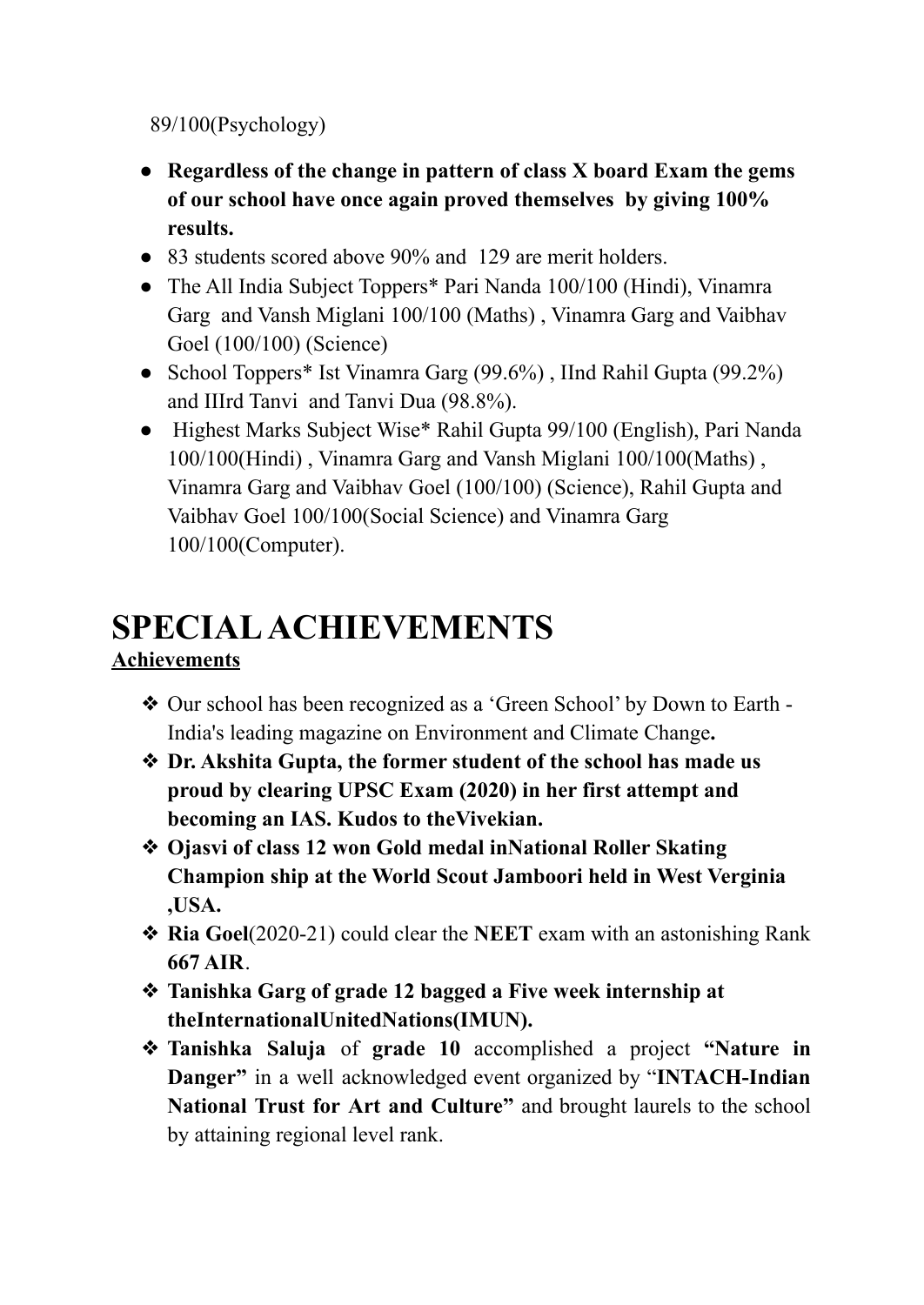89/100(Psychology)

- **Regardless of the change in pattern of class X board Exam the gems of our school have once again proved themselves by giving 100% results.**
- 83 students scored above 90% and 129 are merit holders.
- The All India Subject Toppers* Pari Nanda 100/100 (Hindi), Vinamra Garg and Vansh Miglani 100/100 (Maths) , Vinamra Garg and Vaibhav Goel (100/100) (Science)
- School Toppers* Ist Vinamra Garg (99.6%) , IInd Rahil Gupta (99.2%) and IIIrd Tanvi and Tanvi Dua (98.8%).
- Highest Marks Subject Wise* Rahil Gupta 99/100 (English), Pari Nanda 100/100(Hindi) , Vinamra Garg and Vansh Miglani 100/100(Maths) , Vinamra Garg and Vaibhav Goel (100/100) (Science), Rahil Gupta and Vaibhav Goel 100/100(Social Science) and Vinamra Garg 100/100(Computer).

# SPECIAL ACHIEVEMENTS

**Achievements**

- Our school has been recognized as a 'Green School' by Down to Earth - India's leading magazine on Environment and Climate Change**.**
- **Dr. Akshita Gupta, the former student of the school has made us proud by clearing UPSC Exam (2020) in her first attempt and becoming an IAS. Kudos to theVivekian.**
- **Ojasvi of class 12 won Gold medal inNational Roller Skating Champion ship at the World Scout Jamboori held in West Verginia ,USA.**
- **Ria Goel**(2020-21) could clear the **NEET** exam with an astonishing Rank **667 AIR**.
- **Tanishka Garg of grade 12 bagged a Five week internship at theInternationalUnitedNations(IMUN).**
- **Tanishka Saluja** of **grade 10** accomplished a project **"Nature in Danger"** in a well acknowledged event organized by "**INTACH-Indian National Trust for Art and Culture"** and brought laurels to the school by attaining regional level rank.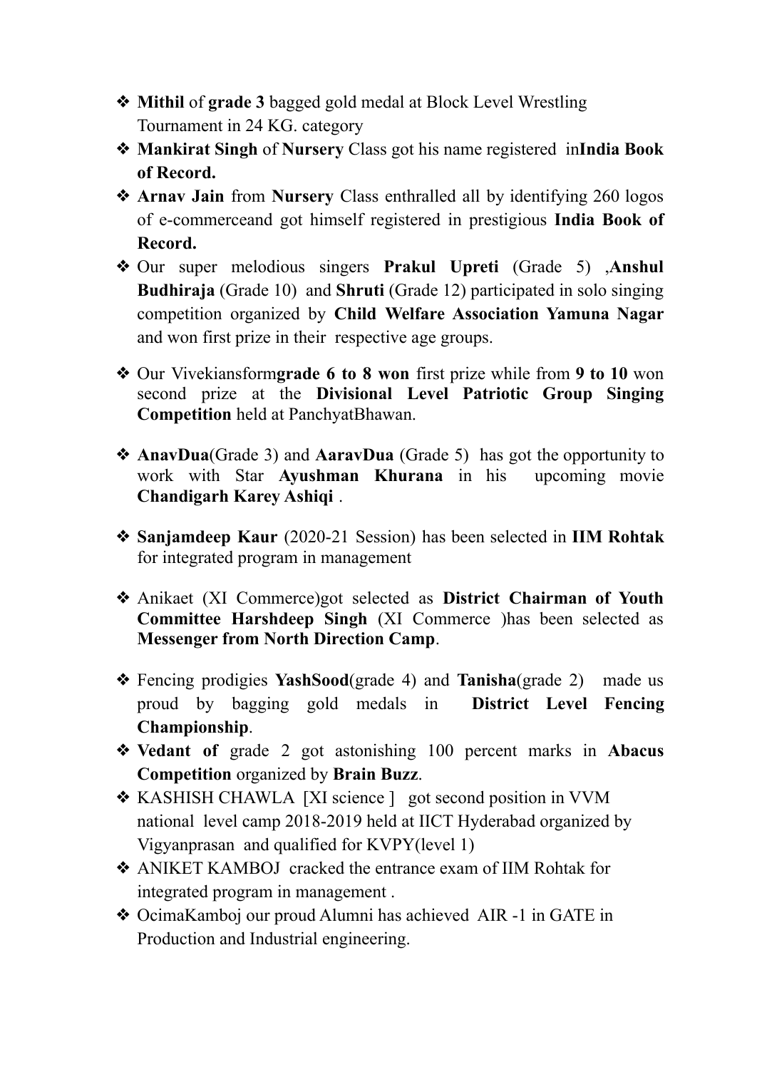- **Mithil** of **grade 3** bagged gold medal at Block Level Wrestling Tournament in 24 KG. category
- **Mankirat Singh** of **Nursery** Class got his name registered in**India Book of Record.**
- **Arnav Jain** from **Nursery** Class enthralled all by identifying 260 logos of e-commerceand got himself registered in prestigious **India Book of Record.**
- Our super melodious singers **Prakul Upreti** (Grade 5) ,**Anshul Budhiraja** (Grade 10) and **Shruti** (Grade 12) participated in solo singing competition organized by **Child Welfare Association Yamuna Nagar** and won first prize in their respective age groups.
- Our Vivekiansform**grade 6 to 8 won** first prize while from **9 to 10** won second prize at the **Divisional Level Patriotic Group Singing Competition** held at PanchyatBhawan.
- **AnavDua**(Grade 3) and **AaravDua** (Grade 5) has got the opportunity to work with Star **Ayushman Khurana** in his upcoming movie **Chandigarh Karey Ashiqi** .
- **Sanjamdeep Kaur** (2020-21 Session) has been selected in **IIM Rohtak** for integrated program in management
- Anikaet (XI Commerce)got selected as **District Chairman of Youth Committee Harshdeep Singh** (XI Commerce )has been selected as **Messenger from North Direction Camp**.
- Fencing prodigies **YashSood**(grade 4) and **Tanisha**(grade 2) made us proud by bagging gold medals in **District Level Fencing Championship**.
- **Vedant of** grade 2 got astonishing 100 percent marks in **Abacus Competition** organized by **Brain Buzz**.
- KASHISH CHAWLA [XI science ] got second position in VVM national level camp 2018-2019 held at IICT Hyderabad organized by Vigyanprasan and qualified for KVPY(level 1)
- ANIKET KAMBOJ cracked the entrance exam of IIM Rohtak for integrated program in management .
- OcimaKamboj our proud Alumni has achieved AIR -1 in GATE in Production and Industrial engineering.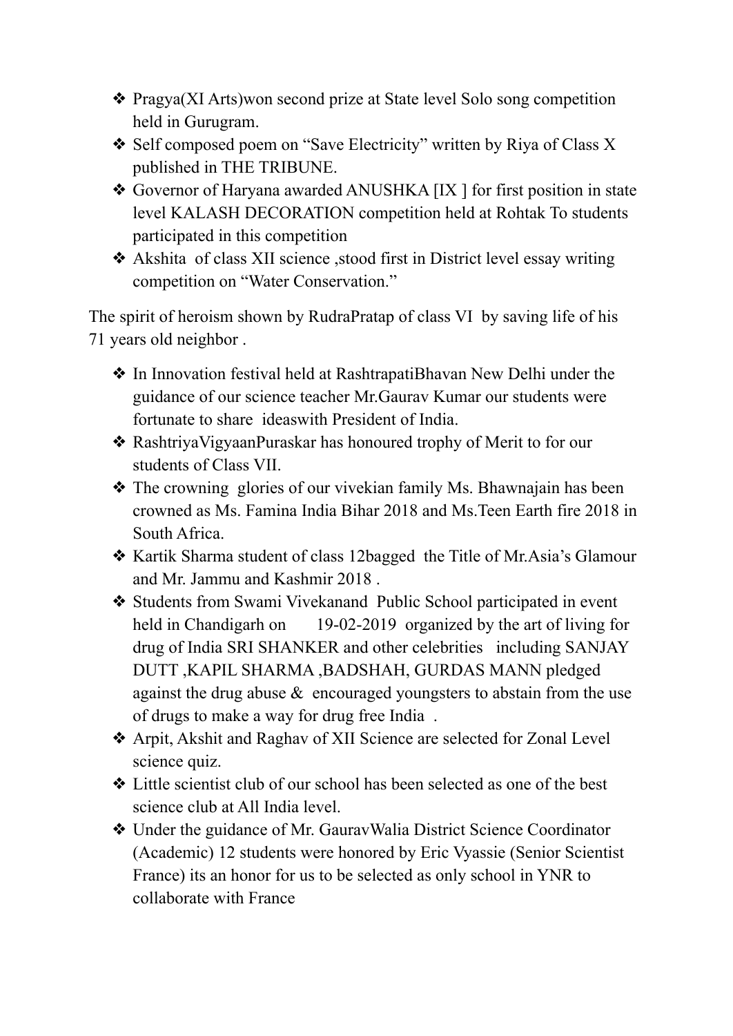- Pragya(XI Arts)won second prize at State level Solo song competition held in Gurugram.
- Self composed poem on "Save Electricity" written by Riya of Class X published in THE TRIBUNE.
- Governor of Haryana awarded ANUSHKA [IX ] for first position in state level KALASH DECORATION competition held at Rohtak To students participated in this competition
- Akshita of class XII science ,stood first in District level essay writing competition on "Water Conservation."

The spirit of heroism shown by RudraPratap of class VI by saving life of his 71 years old neighbor .

- In Innovation festival held at RashtrapatiBhavan New Delhi under the guidance of our science teacher Mr.Gaurav Kumar our students were fortunate to share ideaswith President of India.
- RashtriyaVigyaanPuraskar has honoured trophy of Merit to for our students of Class VII.
- The crowning glories of our vivekian family Ms. Bhawnajain has been crowned as Ms. Famina India Bihar 2018 and Ms.Teen Earth fire 2018 in South Africa.
- Kartik Sharma student of class 12bagged the Title of Mr.Asia's Glamour and Mr. Jammu and Kashmir 2018 .
- Students from Swami Vivekanand Public School participated in event held in Chandigarh on 19-02-2019 organized by the art of living for drug of India SRI SHANKER and other celebrities including SANJAY DUTT ,KAPIL SHARMA ,BADSHAH, GURDAS MANN pledged against the drug abuse & encouraged youngsters to abstain from the use of drugs to make a way for drug free India .
- Arpit, Akshit and Raghav of XII Science are selected for Zonal Level science quiz.
- Little scientist club of our school has been selected as one of the best science club at All India level.
- Under the guidance of Mr. GauravWalia District Science Coordinator (Academic) 12 students were honored by Eric Vyassie (Senior Scientist France) its an honor for us to be selected as only school in YNR to collaborate with France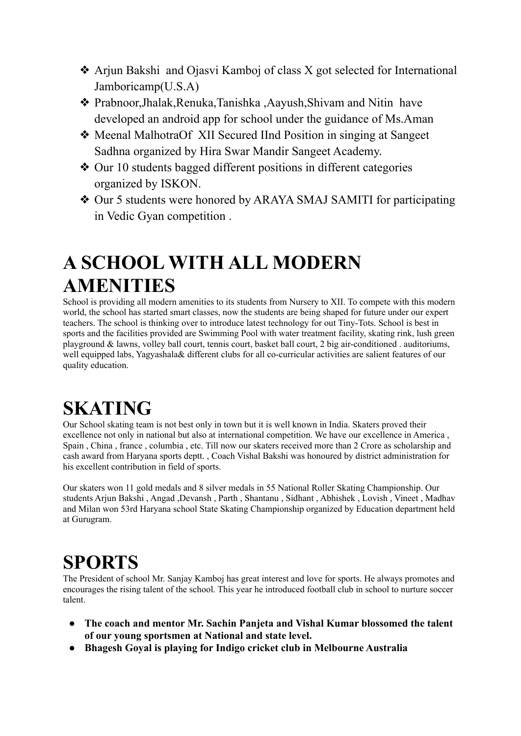- Arjun Bakshi  and Ojasvi Kamboj of class X got selected for International Jamboricamp(U.S.A)
- Prabnoor,Jhalak,Renuka,Tanishka ,Aayush,Shivam and Nitin  have developed an android app for school under the guidance of Ms.Aman
- Meenal MalhotraOf  XII Secured IInd Position in singing at Sangeet Sadhna organized by Hira Swar Mandir Sangeet Academy.
- Our 10 students bagged different positions in different categories organized by ISKON.
- Our 5 students were honored by ARAYA SMAJ SAMITI for participating in Vedic Gyan competition .

# A SCHOOL WITH ALL MODERN AMENITIES

School is providing all modern amenities to its students from Nursery to XII. To compete with this modern world, the school has started smart classes, now the students are being shaped for future under our expert teachers. The school is thinking over to introduce latest technology for out Tiny-Tots. School is best in sports and the facilities provided are Swimming Pool with water treatment facility, skating rink, lush green playground & lawns, volley ball court, tennis court, basket ball court, 2 big air-conditioned . auditoriums, well equipped labs, Yagyashala& different clubs for all co-curricular activities are salient features of our quality education.

# SKATING

Our School skating team is not best only in town but it is well known in India. Skaters proved their excellence not only in national but also at international competition. We have our excellence in America , Spain , China , france , columbia , etc. Till now our skaters received more than 2 Crore as scholarship and cash award from Haryana sports deptt. , Coach Vishal Bakshi was honoured by district administration for his excellent contribution in field of sports.

Our skaters won 11 gold medals and 8 silver medals in 55 National Roller Skating Championship. Our students Arjun Bakshi , Angad ,Devansh , Parth , Shantanu , Sidhant , Abhishek , Lovish , Vineet , Madhav and Milan won 53rd Haryana school State Skating Championship organized by Education department held at Gurugram.

# SPORTS

The President of school Mr. Sanjay Kamboj has great interest and love for sports. He always promotes and encourages the rising talent of the school. This year he introduced football club in school to nurture soccer talent.

- **The coach and mentor Mr. Sachin Panjeta and Vishal Kumar blossomed the talent of our young sportsmen at National and state level.**
- **Bhagesh Goyal is playing for Indigo cricket club in Melbourne Australia**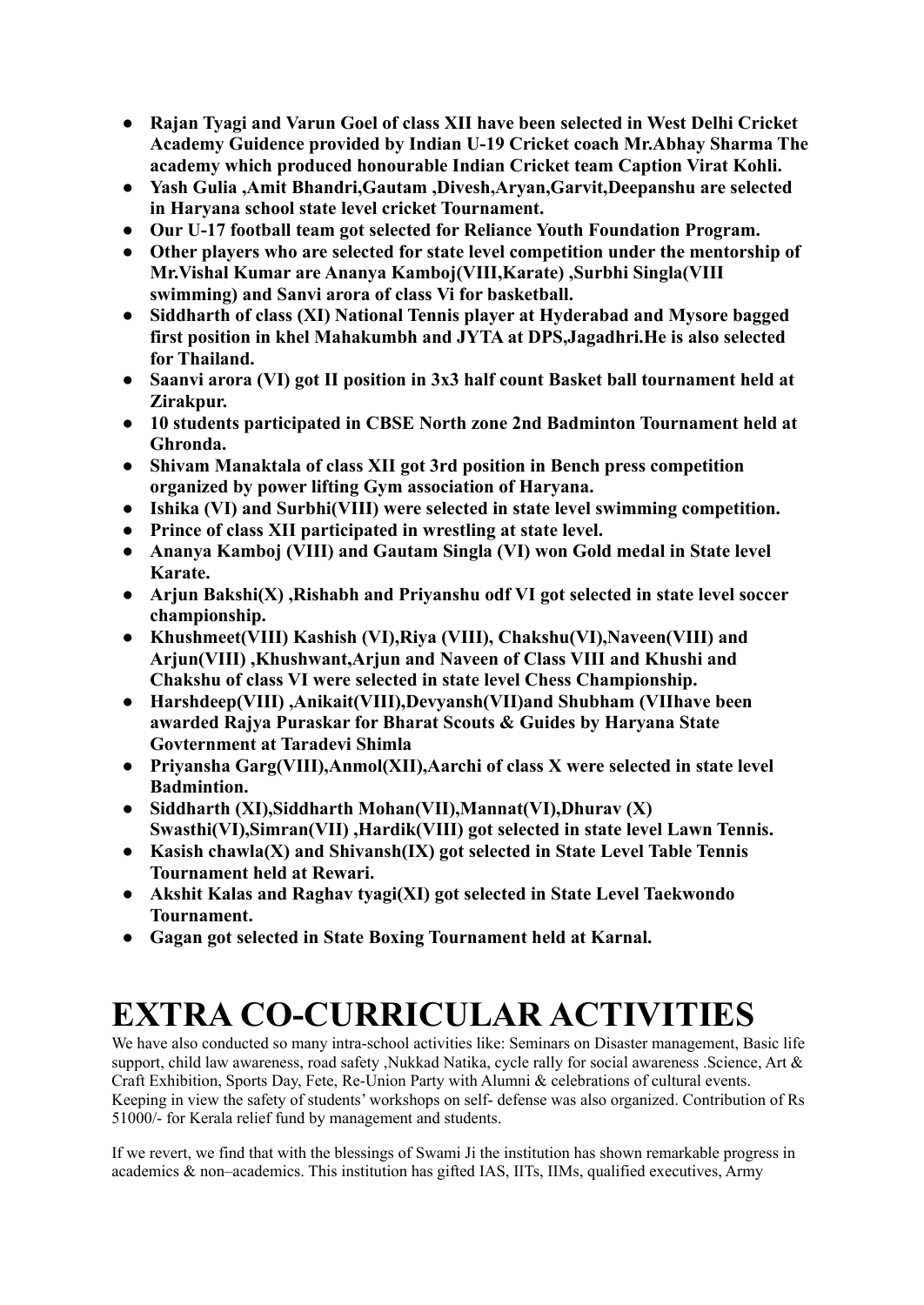- **Rajan Tyagi and Varun Goel of class XII have been selected in West Delhi Cricket Academy Guidence provided by Indian U-19 Cricket coach Mr.Abhay Sharma The academy which produced honourable Indian Cricket team Caption Virat Kohli.**
- **Yash Gulia ,Amit Bhandri,Gautam ,Divesh,Aryan,Garvit,Deepanshu are selected in Haryana school state level cricket Tournament.**
- **Our U-17 football team got selected for Reliance Youth Foundation Program.**
- **Other players who are selected for state level competition under the mentorship of Mr.Vishal Kumar are Ananya Kamboj(VIII,Karate) ,Surbhi Singla(VIII swimming) and Sanvi arora of class Vi for basketball.**
- **Siddharth of class (XI) National Tennis player at Hyderabad and Mysore bagged first position in khel Mahakumbh and JYTA at DPS,Jagadhri.He is also selected for Thailand.**
- **Saanvi arora (VI) got II position in 3x3 half count Basket ball tournament held at Zirakpur.**
- **10 students participated in CBSE North zone 2nd Badminton Tournament held at Ghronda.**
- **Shivam Manaktala of class XII got 3rd position in Bench press competition organized by power lifting Gym association of Haryana.**
- **Ishika (VI) and Surbhi(VIII) were selected in state level swimming competition.**
- **Prince of class XII participated in wrestling at state level.**
- **Ananya Kamboj (VIII) and Gautam Singla (VI) won Gold medal in State level Karate.**
- **Arjun Bakshi(X) ,Rishabh and Priyanshu odf VI got selected in state level soccer championship.**
- **Khushmeet(VIII) Kashish (VI),Riya (VIII), Chakshu(VI),Naveen(VIII) and Arjun(VIII) ,Khushwant,Arjun and Naveen of Class VIII and Khushi and Chakshu of class VI were selected in state level Chess Championship.**
- **Harshdeep(VIII) ,Anikait(VIII),Devyansh(VII)and Shubham (VIIhave been awarded Rajya Puraskar for Bharat Scouts & Guides by Haryana State Govternment at Taradevi Shimla**
- **Priyansha Garg(VIII),Anmol(XII),Aarchi of class X were selected in state level Badmintion.**
- **Siddharth (XI),Siddharth Mohan(VII),Mannat(VI),Dhurav (X) Swasthi(VI),Simran(VII) ,Hardik(VIII) got selected in state level Lawn Tennis.**
- **Kasish chawla(X) and Shivansh(IX) got selected in State Level Table Tennis Tournament held at Rewari.**
- **Akshit Kalas and Raghav tyagi(XI) got selected in State Level Taekwondo Tournament.**
- **Gagan got selected in State Boxing Tournament held at Karnal.**

# EXTRA CO-CURRICULAR ACTIVITIES

We have also conducted so many intra-school activities like: Seminars on Disaster management, Basic life support, child law awareness, road safety ,Nukkad Natika, cycle rally for social awareness .Science, Art & Craft Exhibition, Sports Day, Fete, Re-Union Party with Alumni & celebrations of cultural events. Keeping in view the safety of students' workshops on self- defense was also organized. Contribution of Rs 51000/- for Kerala relief fund by management and students.

If we revert, we find that with the blessings of Swami Ji the institution has shown remarkable progress in academics & non–academics. This institution has gifted IAS, IITs, IIMs, qualified executives, Army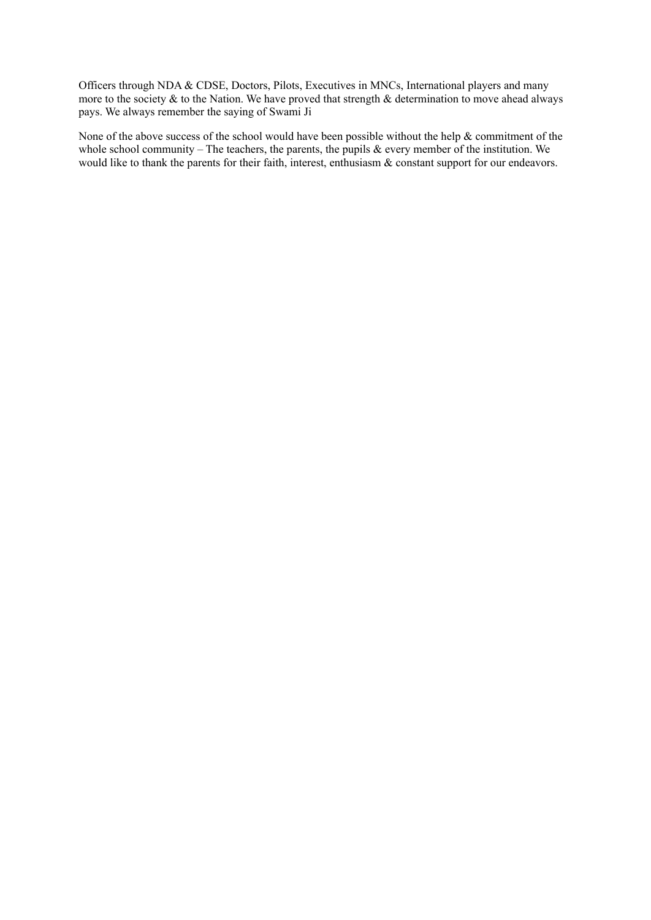Officers through NDA & CDSE, Doctors, Pilots, Executives in MNCs, International players and many more to the society & to the Nation. We have proved that strength & determination to move ahead always pays. We always remember the saying of Swami Ji

None of the above success of the school would have been possible without the help & commitment of the whole school community – The teachers, the parents, the pupils & every member of the institution. We would like to thank the parents for their faith, interest, enthusiasm & constant support for our endeavors.